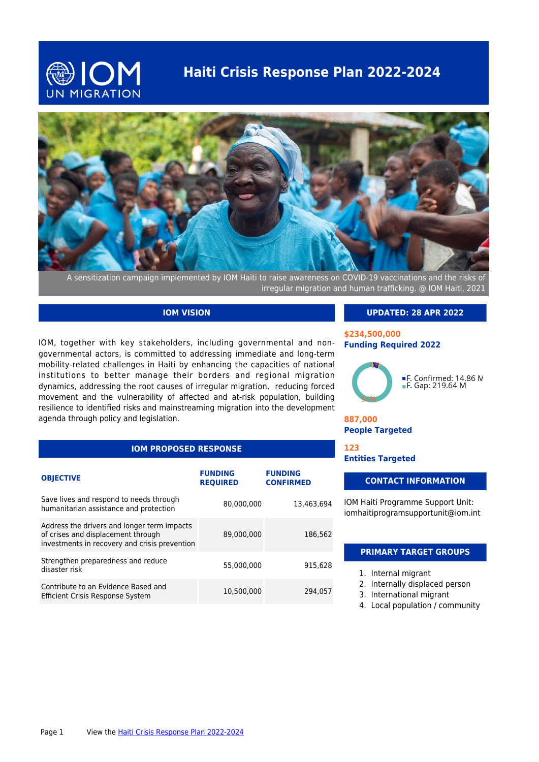# Haiti Crisis Response Plan 2022-2024

A sensitization campaign implemented by IOM Haiti to raise awareness on COVID-19 vaccinations and the risks of irregular migration and human trafficking. @ IOM Haiti, 2021

## IOM VISION

IOM, together with key stakeholders, including governmental and non-governmental actors, is committed to addressing immediate and long-term mobility-related challenges in Haiti by enhancing the capacities of national institutions to better manage their borders and regional migration dynamics, addressing the root causes of irregular migration, reducing forced movement and the vulnerability of affected and at-risk population, building resilience to identified risks and mainstreaming migration into the development agenda through policy and legislation.

## IOM PROPOSED RESPONSE

| OBJECTIVE | FUNDING REQUIRED | FUNDING CONFIRMED |
|---|---|---|
| Save lives and respond to needs through humanitarian assistance and protection | 80,000,000 | 13,463,694 |
| Address the drivers and longer term impacts of crises and displacement through investments in recovery and crisis prevention | 89,000,000 | 186,562 |
| Strengthen preparedness and reduce disaster risk | 55,000,000 | 915,628 |
| Contribute to an Evidence Based and Efficient Crisis Response System | 10,500,000 | 294,057 |

## UPDATED: 28 APR 2022

**$234,500,000**
**Funding Required 2022**

- F. Confirmed: 14.86 M
- F. Gap: 219.64 M

**887,000**
**People Targeted**

**123**
**Entities Targeted**

## CONTACT INFORMATION

IOM Haiti Programme Support Unit:
iomhaitiprogramsupportunit@iom.int

## PRIMARY TARGET GROUPS

1. Internal migrant
2. Internally displaced person
3. International migrant
4. Local population / community

View the Haiti Crisis Response Plan 2022-2024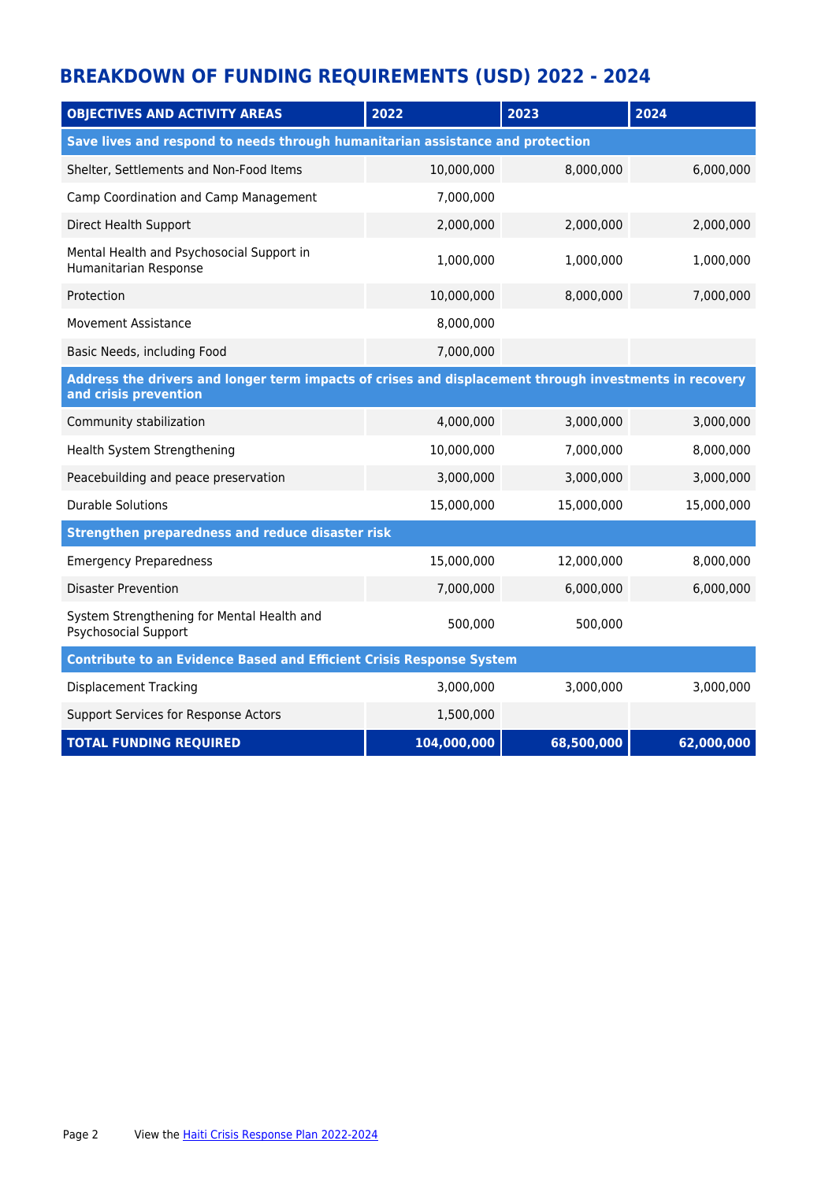## BREAKDOWN OF FUNDING REQUIREMENTS (USD) 2022 - 2024

| OBJECTIVES AND ACTIVITY AREAS | 2022 | 2023 | 2024 |
|---|---|---|---|
| **Save lives and respond to needs through humanitarian assistance and protection** | | | |
| Shelter, Settlements and Non-Food Items | 10,000,000 | 8,000,000 | 6,000,000 |
| Camp Coordination and Camp Management | 7,000,000 | | |
| Direct Health Support | 2,000,000 | 2,000,000 | 2,000,000 |
| Mental Health and Psychosocial Support in Humanitarian Response | 1,000,000 | 1,000,000 | 1,000,000 |
| Protection | 10,000,000 | 8,000,000 | 7,000,000 |
| Movement Assistance | 8,000,000 | | |
| Basic Needs, including Food | 7,000,000 | | |
| **Address the drivers and longer term impacts of crises and displacement through investments in recovery and crisis prevention** | | | |
| Community stabilization | 4,000,000 | 3,000,000 | 3,000,000 |
| Health System Strengthening | 10,000,000 | 7,000,000 | 8,000,000 |
| Peacebuilding and peace preservation | 3,000,000 | 3,000,000 | 3,000,000 |
| Durable Solutions | 15,000,000 | 15,000,000 | 15,000,000 |
| **Strengthen preparedness and reduce disaster risk** | | | |
| Emergency Preparedness | 15,000,000 | 12,000,000 | 8,000,000 |
| Disaster Prevention | 7,000,000 | 6,000,000 | 6,000,000 |
| System Strengthening for Mental Health and Psychosocial Support | 500,000 | 500,000 | |
| **Contribute to an Evidence Based and Efficient Crisis Response System** | | | |
| Displacement Tracking | 3,000,000 | 3,000,000 | 3,000,000 |
| Support Services for Response Actors | 1,500,000 | | |
| **TOTAL FUNDING REQUIRED** | **104,000,000** | **68,500,000** | **62,000,000** |

View the [Haiti Crisis Response Plan 2022-2024]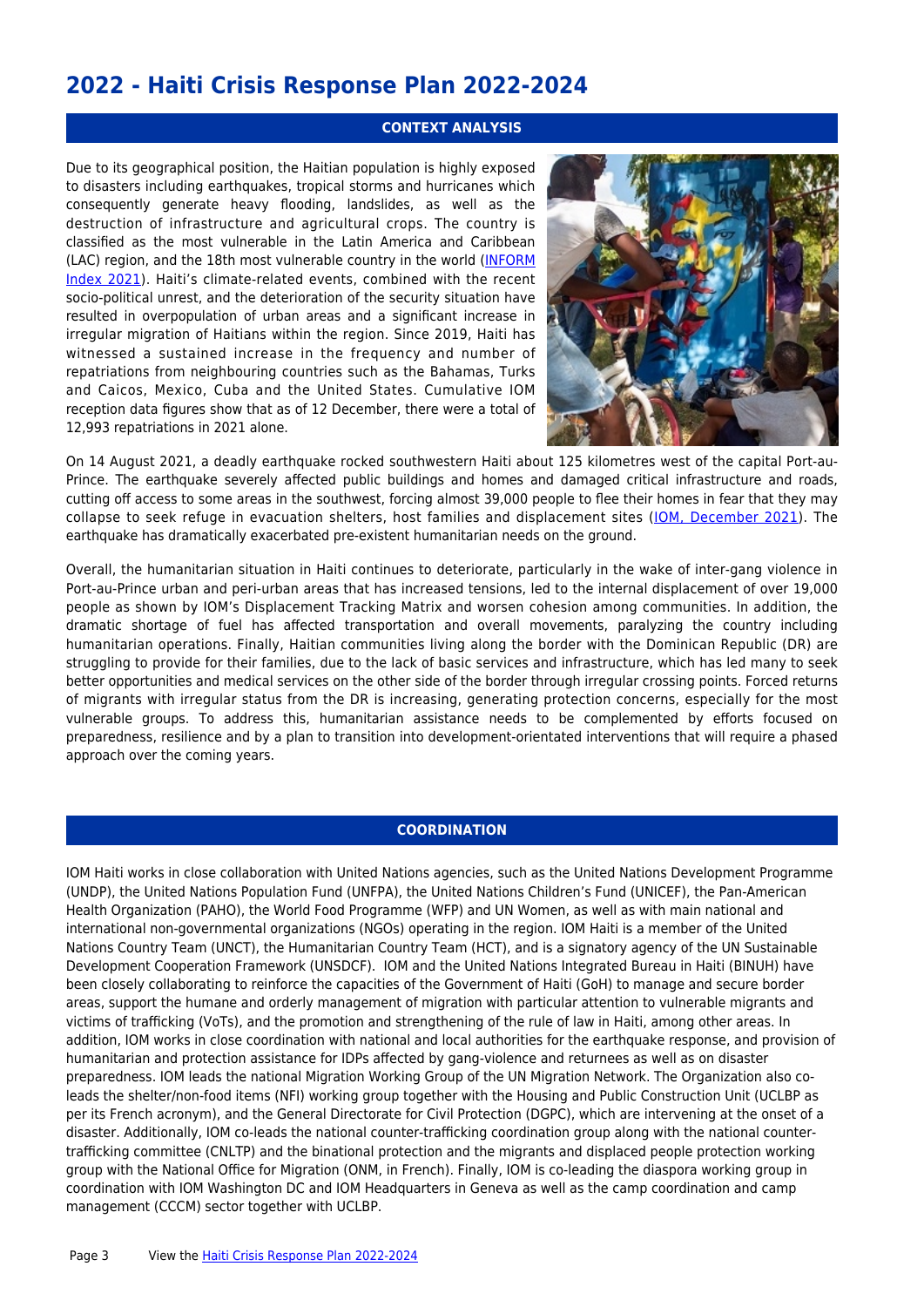# 2022 - Haiti Crisis Response Plan 2022-2024

## CONTEXT ANALYSIS

Due to its geographical position, the Haitian population is highly exposed to disasters including earthquakes, tropical storms and hurricanes which consequently generate heavy flooding, landslides, as well as the destruction of infrastructure and agricultural crops. The country is classified as the most vulnerable in the Latin America and Caribbean (LAC) region, and the 18th most vulnerable country in the world (INFORM Index 2021). Haiti's climate-related events, combined with the recent socio-political unrest, and the deterioration of the security situation have resulted in overpopulation of urban areas and a significant increase in irregular migration of Haitians within the region. Since 2019, Haiti has witnessed a sustained increase in the frequency and number of repatriations from neighbouring countries such as the Bahamas, Turks and Caicos, Mexico, Cuba and the United States. Cumulative IOM reception data figures show that as of 12 December, there were a total of 12,993 repatriations in 2021 alone.

On 14 August 2021, a deadly earthquake rocked southwestern Haiti about 125 kilometres west of the capital Port-au-Prince. The earthquake severely affected public buildings and homes and damaged critical infrastructure and roads, cutting off access to some areas in the southwest, forcing almost 39,000 people to flee their homes in fear that they may collapse to seek refuge in evacuation shelters, host families and displacement sites (IOM, December 2021). The earthquake has dramatically exacerbated pre-existent humanitarian needs on the ground.

Overall, the humanitarian situation in Haiti continues to deteriorate, particularly in the wake of inter-gang violence in Port-au-Prince urban and peri-urban areas that has increased tensions, led to the internal displacement of over 19,000 people as shown by IOM's Displacement Tracking Matrix and worsen cohesion among communities. In addition, the dramatic shortage of fuel has affected transportation and overall movements, paralyzing the country including humanitarian operations. Finally, Haitian communities living along the border with the Dominican Republic (DR) are struggling to provide for their families, due to the lack of basic services and infrastructure, which has led many to seek better opportunities and medical services on the other side of the border through irregular crossing points. Forced returns of migrants with irregular status from the DR is increasing, generating protection concerns, especially for the most vulnerable groups. To address this, humanitarian assistance needs to be complemented by efforts focused on preparedness, resilience and by a plan to transition into development-orientated interventions that will require a phased approach over the coming years.

## COORDINATION

IOM Haiti works in close collaboration with United Nations agencies, such as the United Nations Development Programme (UNDP), the United Nations Population Fund (UNFPA), the United Nations Children's Fund (UNICEF), the Pan-American Health Organization (PAHO), the World Food Programme (WFP) and UN Women, as well as with main national and international non-governmental organizations (NGOs) operating in the region. IOM Haiti is a member of the United Nations Country Team (UNCT), the Humanitarian Country Team (HCT), and is a signatory agency of the UN Sustainable Development Cooperation Framework (UNSDCF). IOM and the United Nations Integrated Bureau in Haiti (BINUH) have been closely collaborating to reinforce the capacities of the Government of Haiti (GoH) to manage and secure border areas, support the humane and orderly management of migration with particular attention to vulnerable migrants and victims of trafficking (VoTs), and the promotion and strengthening of the rule of law in Haiti, among other areas. In addition, IOM works in close coordination with national and local authorities for the earthquake response, and provision of humanitarian and protection assistance for IDPs affected by gang-violence and returnees as well as on disaster preparedness. IOM leads the national Migration Working Group of the UN Migration Network. The Organization also co-leads the shelter/non-food items (NFI) working group together with the Housing and Public Construction Unit (UCLBP as per its French acronym), and the General Directorate for Civil Protection (DGPC), which are intervening at the onset of a disaster. Additionally, IOM co-leads the national counter-trafficking coordination group along with the national counter-trafficking committee (CNLTP) and the binational protection and the migrants and displaced people protection working group with the National Office for Migration (ONM, in French). Finally, IOM is co-leading the diaspora working group in coordination with IOM Washington DC and IOM Headquarters in Geneva as well as the camp coordination and camp management (CCCM) sector together with UCLBP.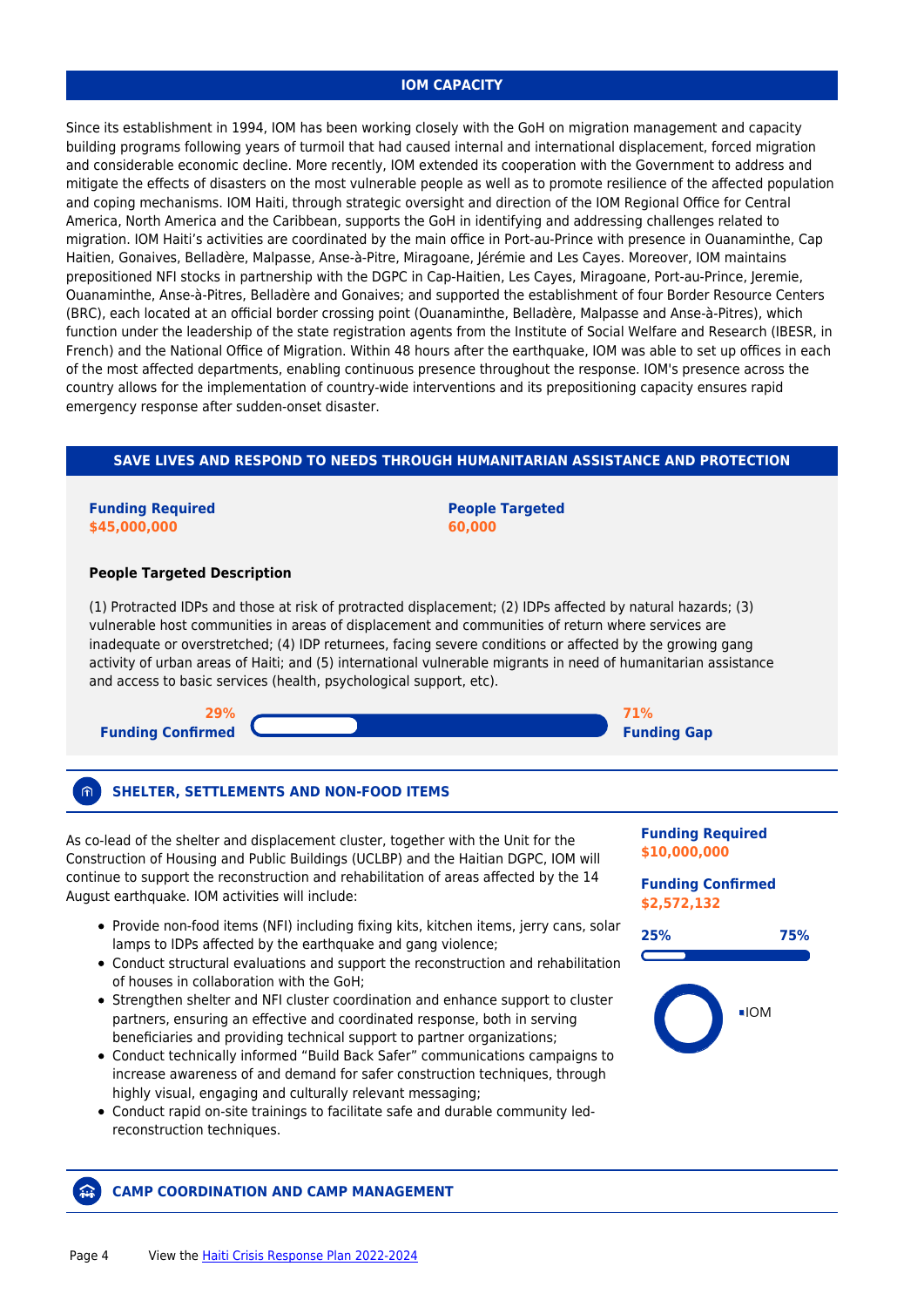## IOM CAPACITY

Since its establishment in 1994, IOM has been working closely with the GoH on migration management and capacity building programs following years of turmoil that had caused internal and international displacement, forced migration and considerable economic decline. More recently, IOM extended its cooperation with the Government to address and mitigate the effects of disasters on the most vulnerable people as well as to promote resilience of the affected population and coping mechanisms. IOM Haiti, through strategic oversight and direction of the IOM Regional Office for Central America, North America and the Caribbean, supports the GoH in identifying and addressing challenges related to migration. IOM Haiti's activities are coordinated by the main office in Port-au-Prince with presence in Ouanaminthe, Cap Haitien, Gonaives, Belladère, Malpasse, Anse-à-Pitre, Miragoane, Jérémie and Les Cayes. Moreover, IOM maintains prepositioned NFI stocks in partnership with the DGPC in Cap-Haitien, Les Cayes, Miragoane, Port-au-Prince, Jeremie, Ouanaminthe, Anse-à-Pitres, Belladère and Gonaives; and supported the establishment of four Border Resource Centers (BRC), each located at an official border crossing point (Ouanaminthe, Belladère, Malpasse and Anse-à-Pitres), which function under the leadership of the state registration agents from the Institute of Social Welfare and Research (IBESR, in French) and the National Office of Migration. Within 48 hours after the earthquake, IOM was able to set up offices in each of the most affected departments, enabling continuous presence throughout the response. IOM's presence across the country allows for the implementation of country-wide interventions and its prepositioning capacity ensures rapid emergency response after sudden-onset disaster.

## SAVE LIVES AND RESPOND TO NEEDS THROUGH HUMANITARIAN ASSISTANCE AND PROTECTION

**Funding Required**
**$45,000,000**

**People Targeted**
**60,000**

**People Targeted Description**

(1) Protracted IDPs and those at risk of protracted displacement; (2) IDPs affected by natural hazards; (3) vulnerable host communities in areas of displacement and communities of return where services are inadequate or overstretched; (4) IDP returnees, facing severe conditions or affected by the growing gang activity of urban areas of Haiti; and (5) international vulnerable migrants in need of humanitarian assistance and access to basic services (health, psychological support, etc).

**29% Funding Confirmed** | **71% Funding Gap**

### SHELTER, SETTLEMENTS AND NON-FOOD ITEMS

As co-lead of the shelter and displacement cluster, together with the Unit for the Construction of Housing and Public Buildings (UCLBP) and the Haitian DGPC, IOM will continue to support the reconstruction and rehabilitation of areas affected by the 14 August earthquake. IOM activities will include:

- Provide non-food items (NFI) including fixing kits, kitchen items, jerry cans, solar lamps to IDPs affected by the earthquake and gang violence;
- Conduct structural evaluations and support the reconstruction and rehabilitation of houses in collaboration with the GoH;
- Strengthen shelter and NFI cluster coordination and enhance support to cluster partners, ensuring an effective and coordinated response, both in serving beneficiaries and providing technical support to partner organizations;
- Conduct technically informed "Build Back Safer" communications campaigns to increase awareness of and demand for safer construction techniques, through highly visual, engaging and culturally relevant messaging;
- Conduct rapid on-site trainings to facilitate safe and durable community led-reconstruction techniques.

**Funding Required**
**$10,000,000**

**Funding Confirmed**
**$2,572,132**

**25%** | **75%**

IOM

### CAMP COORDINATION AND CAMP MANAGEMENT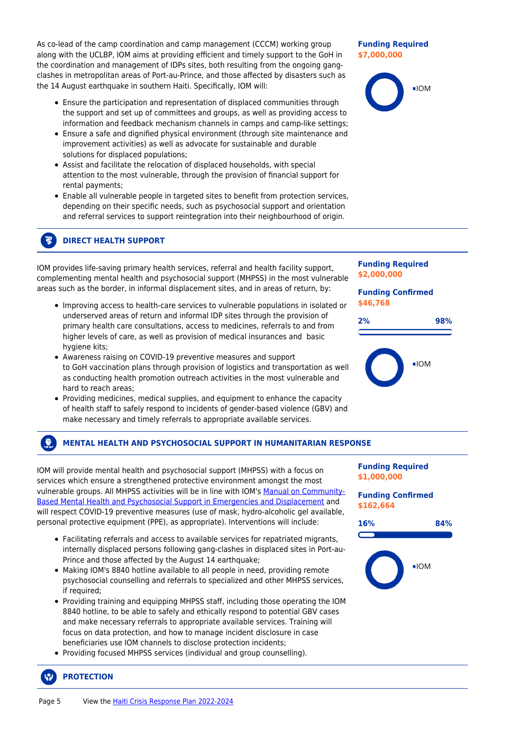As co-lead of the camp coordination and camp management (CCCM) working group along with the UCLBP, IOM aims at providing efficient and timely support to the GoH in the coordination and management of IDPs sites, both resulting from the ongoing gang-clashes in metropolitan areas of Port-au-Prince, and those affected by disasters such as the 14 August earthquake in southern Haiti. Specifically, IOM will:

- Ensure the participation and representation of displaced communities through the support and set up of committees and groups, as well as providing access to information and feedback mechanism channels in camps and camp-like settings;
- Ensure a safe and dignified physical environment (through site maintenance and improvement activities) as well as advocate for sustainable and durable solutions for displaced populations;
- Assist and facilitate the relocation of displaced households, with special attention to the most vulnerable, through the provision of financial support for rental payments;
- Enable all vulnerable people in targeted sites to benefit from protection services, depending on their specific needs, such as psychosocial support and orientation and referral services to support reintegration into their neighbourhood of origin.

**Funding Required**
$7,000,000

IOM

## DIRECT HEALTH SUPPORT

IOM provides life-saving primary health services, referral and health facility support, complementing mental health and psychosocial support (MHPSS) in the most vulnerable areas such as the border, in informal displacement sites, and in areas of return, by:

- Improving access to health-care services to vulnerable populations in isolated or underserved areas of return and informal IDP sites through the provision of primary health care consultations, access to medicines, referrals to and from higher levels of care, as well as provision of medical insurances and basic hygiene kits;
- Awareness raising on COVID-19 preventive measures and support to GoH vaccination plans through provision of logistics and transportation as well as conducting health promotion outreach activities in the most vulnerable and hard to reach areas;
- Providing medicines, medical supplies, and equipment to enhance the capacity of health staff to safely respond to incidents of gender-based violence (GBV) and make necessary and timely referrals to appropriate available services.

**Funding Required**
$2,000,000

**Funding Confirmed**
$46,768

2% 98%

IOM

## MENTAL HEALTH AND PSYCHOSOCIAL SUPPORT IN HUMANITARIAN RESPONSE

IOM will provide mental health and psychosocial support (MHPSS) with a focus on services which ensure a strengthened protective environment amongst the most vulnerable groups. All MHPSS activities will be in line with IOM's Manual on Community-Based Mental Health and Psychosocial Support in Emergencies and Displacement and will respect COVID-19 preventive measures (use of mask, hydro-alcoholic gel available, personal protective equipment (PPE), as appropriate). Interventions will include:

- Facilitating referrals and access to available services for repatriated migrants, internally displaced persons following gang-clashes in displaced sites in Port-au-Prince and those affected by the August 14 earthquake;
- Making IOM's 8840 hotline available to all people in need, providing remote psychosocial counselling and referrals to specialized and other MHPSS services, if required;
- Providing training and equipping MHPSS staff, including those operating the IOM 8840 hotline, to be able to safely and ethically respond to potential GBV cases and make necessary referrals to appropriate available services. Training will focus on data protection, and how to manage incident disclosure in case beneficiaries use IOM channels to disclose protection incidents;
- Providing focused MHPSS services (individual and group counselling).

**Funding Required**
$1,000,000

**Funding Confirmed**
$162,664

16% 84%

IOM

## PROTECTION

View the Haiti Crisis Response Plan 2022-2024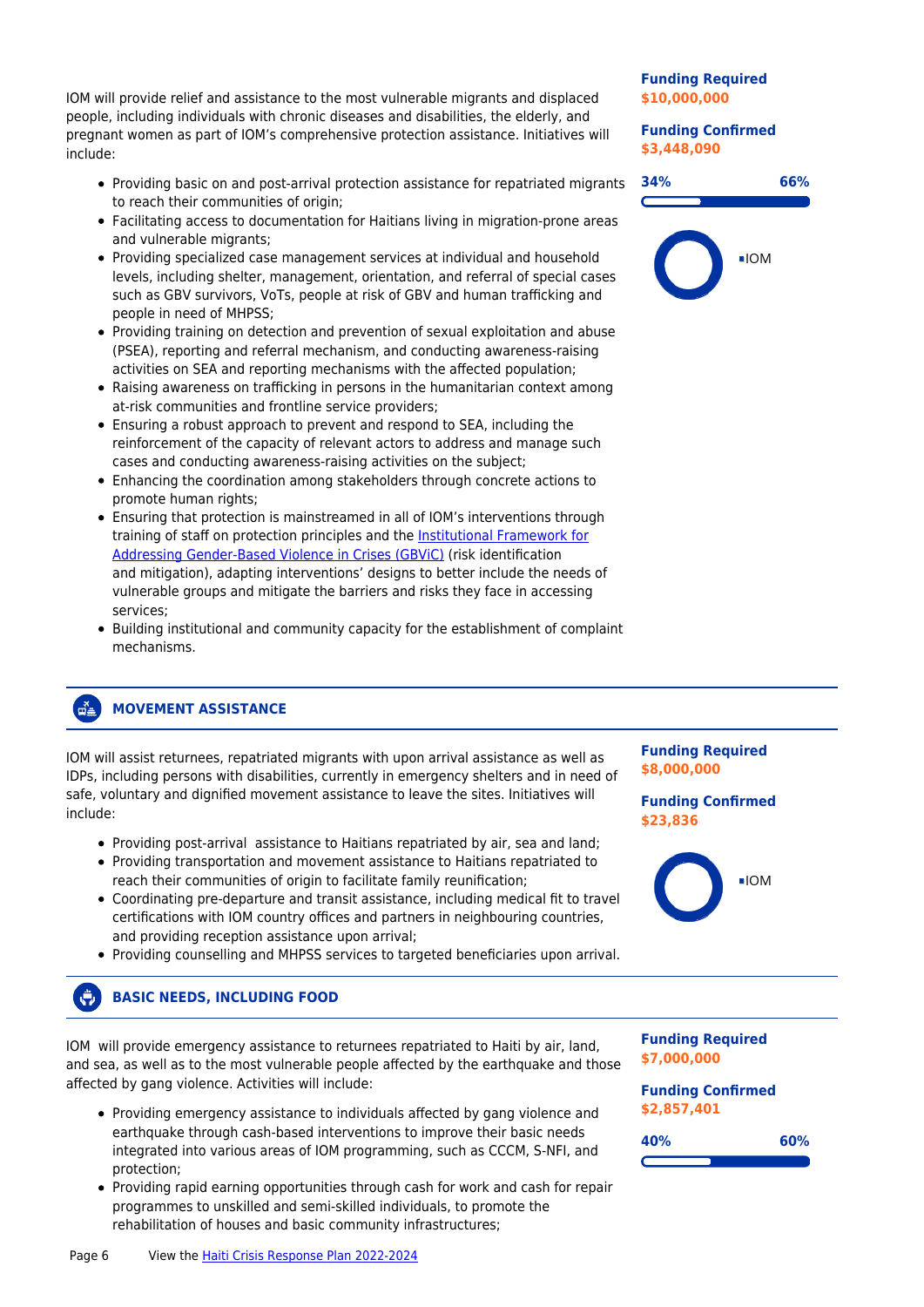IOM will provide relief and assistance to the most vulnerable migrants and displaced people, including individuals with chronic diseases and disabilities, the elderly, and pregnant women as part of IOM's comprehensive protection assistance. Initiatives will include:

- Providing basic on and post-arrival protection assistance for repatriated migrants to reach their communities of origin;
- Facilitating access to documentation for Haitians living in migration-prone areas and vulnerable migrants;
- Providing specialized case management services at individual and household levels, including shelter, management, orientation, and referral of special cases such as GBV survivors, VoTs, people at risk of GBV and human trafficking and people in need of MHPSS;
- Providing training on detection and prevention of sexual exploitation and abuse (PSEA), reporting and referral mechanism, and conducting awareness-raising activities on SEA and reporting mechanisms with the affected population;
- Raising awareness on trafficking in persons in the humanitarian context among at-risk communities and frontline service providers;
- Ensuring a robust approach to prevent and respond to SEA, including the reinforcement of the capacity of relevant actors to address and manage such cases and conducting awareness-raising activities on the subject;
- Enhancing the coordination among stakeholders through concrete actions to promote human rights;
- Ensuring that protection is mainstreamed in all of IOM's interventions through training of staff on protection principles and the [Institutional Framework for Addressing Gender-Based Violence in Crises (GBViC)] (risk identification and mitigation), adapting interventions' designs to better include the needs of vulnerable groups and mitigate the barriers and risks they face in accessing services;
- Building institutional and community capacity for the establishment of complaint mechanisms.

**Funding Required**
**$10,000,000**

**Funding Confirmed**
**$3,448,090**

34% | 66%

IOM

## MOVEMENT ASSISTANCE

IOM will assist returnees, repatriated migrants with upon arrival assistance as well as IDPs, including persons with disabilities, currently in emergency shelters and in need of safe, voluntary and dignified movement assistance to leave the sites. Initiatives will include:

- Providing post-arrival assistance to Haitians repatriated by air, sea and land;
- Providing transportation and movement assistance to Haitians repatriated to reach their communities of origin to facilitate family reunification;
- Coordinating pre-departure and transit assistance, including medical fit to travel certifications with IOM country offices and partners in neighbouring countries, and providing reception assistance upon arrival;
- Providing counselling and MHPSS services to targeted beneficiaries upon arrival.

**Funding Required**
**$8,000,000**

**Funding Confirmed**
**$23,836**

IOM

## BASIC NEEDS, INCLUDING FOOD

IOM will provide emergency assistance to returnees repatriated to Haiti by air, land, and sea, as well as to the most vulnerable people affected by the earthquake and those affected by gang violence. Activities will include:

- Providing emergency assistance to individuals affected by gang violence and earthquake through cash-based interventions to improve their basic needs integrated into various areas of IOM programming, such as CCCM, S-NFI, and protection;
- Providing rapid earning opportunities through cash for work and cash for repair programmes to unskilled and semi-skilled individuals, to promote the rehabilitation of houses and basic community infrastructures;

**Funding Required**
**$7,000,000**

**Funding Confirmed**
**$2,857,401**

40% | 60%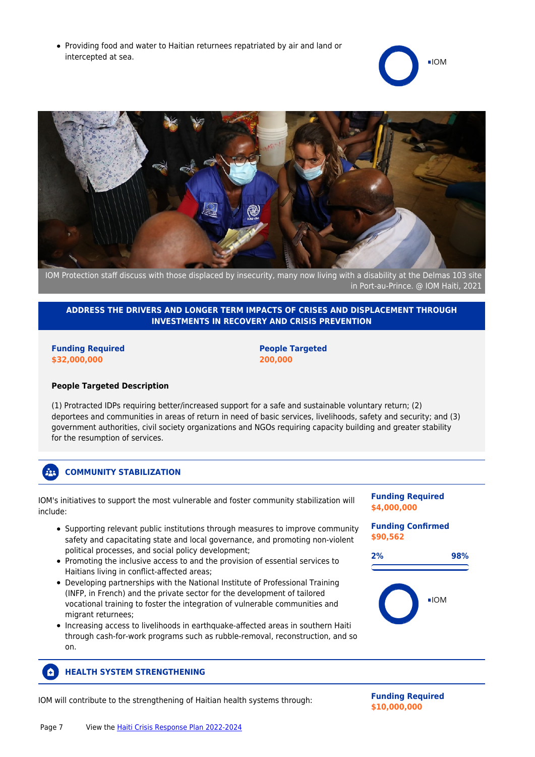- Providing food and water to Haitian returnees repatriated by air and land or intercepted at sea.

▪IOM

IOM Protection staff discuss with those displaced by insecurity, many now living with a disability at the Delmas 103 site in Port-au-Prince. @ IOM Haiti, 2021

## ADDRESS THE DRIVERS AND LONGER TERM IMPACTS OF CRISES AND DISPLACEMENT THROUGH INVESTMENTS IN RECOVERY AND CRISIS PREVENTION

**Funding Required**
**$32,000,000**

**People Targeted**
**200,000**

**People Targeted Description**

(1) Protracted IDPs requiring better/increased support for a safe and sustainable voluntary return; (2) deportees and communities in areas of return in need of basic services, livelihoods, safety and security; and (3) government authorities, civil society organizations and NGOs requiring capacity building and greater stability for the resumption of services.

### COMMUNITY STABILIZATION

IOM's initiatives to support the most vulnerable and foster community stabilization will include:

- Supporting relevant public institutions through measures to improve community safety and capacitating state and local governance, and promoting non-violent political processes, and social policy development;
- Promoting the inclusive access to and the provision of essential services to Haitians living in conflict-affected areas;
- Developing partnerships with the National Institute of Professional Training (INFP, in French) and the private sector for the development of tailored vocational training to foster the integration of vulnerable communities and migrant returnees;
- Increasing access to livelihoods in earthquake-affected areas in southern Haiti through cash-for-work programs such as rubble-removal, reconstruction, and so on.

**Funding Required**
**$4,000,000**

**Funding Confirmed**
**$90,562**

2% 98%

▪IOM

### HEALTH SYSTEM STRENGTHENING

IOM will contribute to the strengthening of Haitian health systems through:

**Funding Required**
**$10,000,000**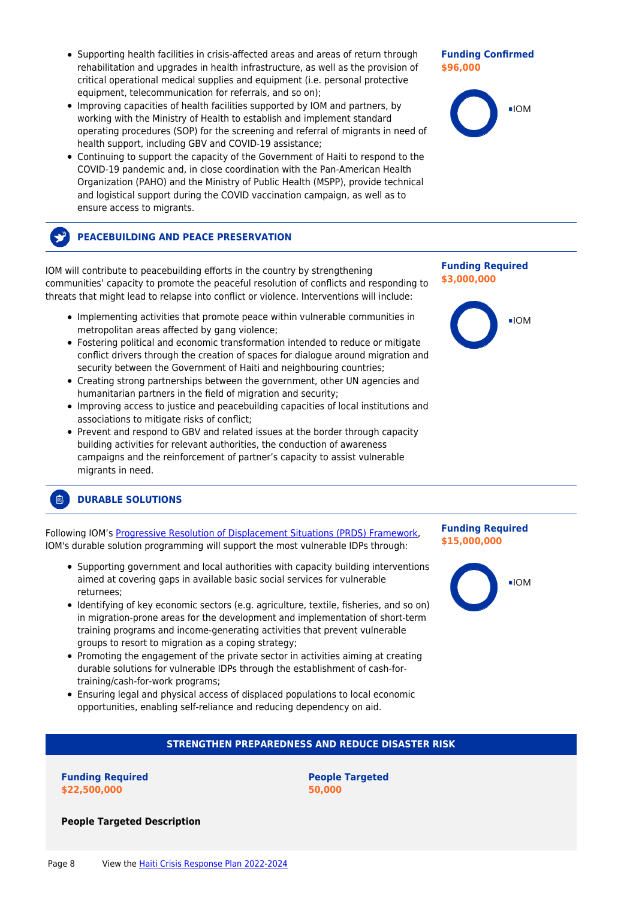- Supporting health facilities in crisis-affected areas and areas of return through rehabilitation and upgrades in health infrastructure, as well as the provision of critical operational medical supplies and equipment (i.e. personal protective equipment, telecommunication for referrals, and so on);
- Improving capacities of health facilities supported by IOM and partners, by working with the Ministry of Health to establish and implement standard operating procedures (SOP) for the screening and referral of migrants in need of health support, including GBV and COVID-19 assistance;
- Continuing to support the capacity of the Government of Haiti to respond to the COVID-19 pandemic and, in close coordination with the Pan-American Health Organization (PAHO) and the Ministry of Public Health (MSPP), provide technical and logistical support during the COVID vaccination campaign, as well as to ensure access to migrants.

**Funding Confirmed**
**$96,000**

IOM

## PEACEBUILDING AND PEACE PRESERVATION

IOM will contribute to peacebuilding efforts in the country by strengthening communities' capacity to promote the peaceful resolution of conflicts and responding to threats that might lead to relapse into conflict or violence. Interventions will include:

- Implementing activities that promote peace within vulnerable communities in metropolitan areas affected by gang violence;
- Fostering political and economic transformation intended to reduce or mitigate conflict drivers through the creation of spaces for dialogue around migration and security between the Government of Haiti and neighbouring countries;
- Creating strong partnerships between the government, other UN agencies and humanitarian partners in the field of migration and security;
- Improving access to justice and peacebuilding capacities of local institutions and associations to mitigate risks of conflict;
- Prevent and respond to GBV and related issues at the border through capacity building activities for relevant authorities, the conduction of awareness campaigns and the reinforcement of partner's capacity to assist vulnerable migrants in need.

**Funding Required**
**$3,000,000**

IOM

## DURABLE SOLUTIONS

Following IOM's Progressive Resolution of Displacement Situations (PRDS) Framework, IOM's durable solution programming will support the most vulnerable IDPs through:

- Supporting government and local authorities with capacity building interventions aimed at covering gaps in available basic social services for vulnerable returnees;
- Identifying of key economic sectors (e.g. agriculture, textile, fisheries, and so on) in migration-prone areas for the development and implementation of short-term training programs and income-generating activities that prevent vulnerable groups to resort to migration as a coping strategy;
- Promoting the engagement of the private sector in activities aiming at creating durable solutions for vulnerable IDPs through the establishment of cash-for-training/cash-for-work programs;
- Ensuring legal and physical access of displaced populations to local economic opportunities, enabling self-reliance and reducing dependency on aid.

**Funding Required**
**$15,000,000**

IOM

## STRENGTHEN PREPAREDNESS AND REDUCE DISASTER RISK

**Funding Required**
**$22,500,000**

**People Targeted**
**50,000**

**People Targeted Description**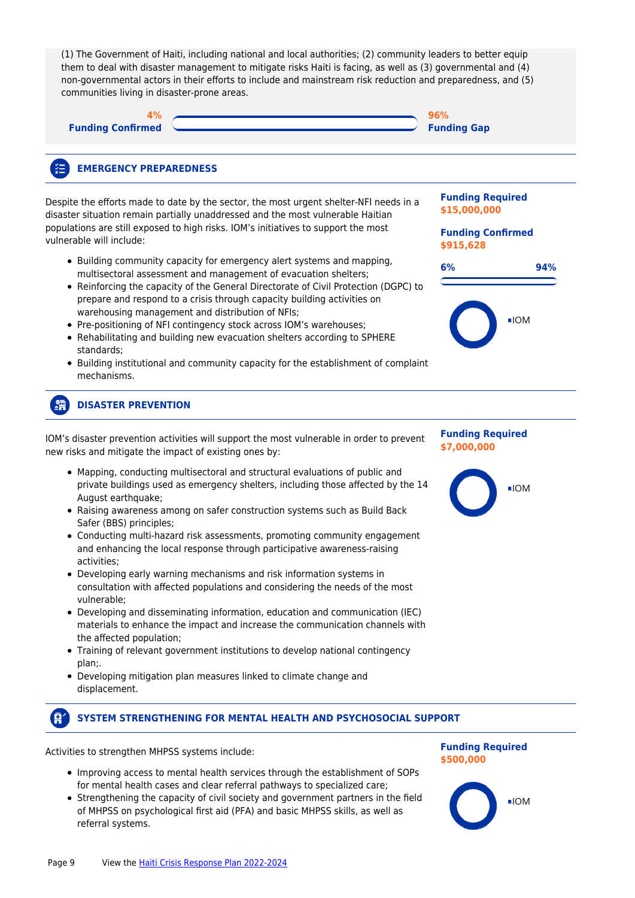(1) The Government of Haiti, including national and local authorities; (2) community leaders to better equip them to deal with disaster management to mitigate risks Haiti is facing, as well as (3) governmental and (4) non-governmental actors in their efforts to include and mainstream risk reduction and preparedness, and (5) communities living in disaster-prone areas.

**4%** **Funding Confirmed** — **96%** **Funding Gap**

## EMERGENCY PREPAREDNESS

**Funding Required**
**$15,000,000**

**Funding Confirmed**
**$915,628**

**6%** — **94%**

IOM

Despite the efforts made to date by the sector, the most urgent shelter-NFI needs in a disaster situation remain partially unaddressed and the most vulnerable Haitian populations are still exposed to high risks. IOM's initiatives to support the most vulnerable will include:

- Building community capacity for emergency alert systems and mapping, multisectoral assessment and management of evacuation shelters;
- Reinforcing the capacity of the General Directorate of Civil Protection (DGPC) to prepare and respond to a crisis through capacity building activities on warehousing management and distribution of NFIs;
- Pre-positioning of NFI contingency stock across IOM's warehouses;
- Rehabilitating and building new evacuation shelters according to SPHERE standards;
- Building institutional and community capacity for the establishment of complaint mechanisms.

## DISASTER PREVENTION

**Funding Required**
**$7,000,000**

IOM

IOM's disaster prevention activities will support the most vulnerable in order to prevent new risks and mitigate the impact of existing ones by:

- Mapping, conducting multisectoral and structural evaluations of public and private buildings used as emergency shelters, including those affected by the 14 August earthquake;
- Raising awareness among on safer construction systems such as Build Back Safer (BBS) principles;
- Conducting multi-hazard risk assessments, promoting community engagement and enhancing the local response through participative awareness-raising activities;
- Developing early warning mechanisms and risk information systems in consultation with affected populations and considering the needs of the most vulnerable;
- Developing and disseminating information, education and communication (IEC) materials to enhance the impact and increase the communication channels with the affected population;
- Training of relevant government institutions to develop national contingency plan;.
- Developing mitigation plan measures linked to climate change and displacement.

## SYSTEM STRENGTHENING FOR MENTAL HEALTH AND PSYCHOSOCIAL SUPPORT

**Funding Required**
**$500,000**

IOM

Activities to strengthen MHPSS systems include:

- Improving access to mental health services through the establishment of SOPs for mental health cases and clear referral pathways to specialized care;
- Strengthening the capacity of civil society and government partners in the field of MHPSS on psychological first aid (PFA) and basic MHPSS skills, as well as referral systems.

View the Haiti Crisis Response Plan 2022-2024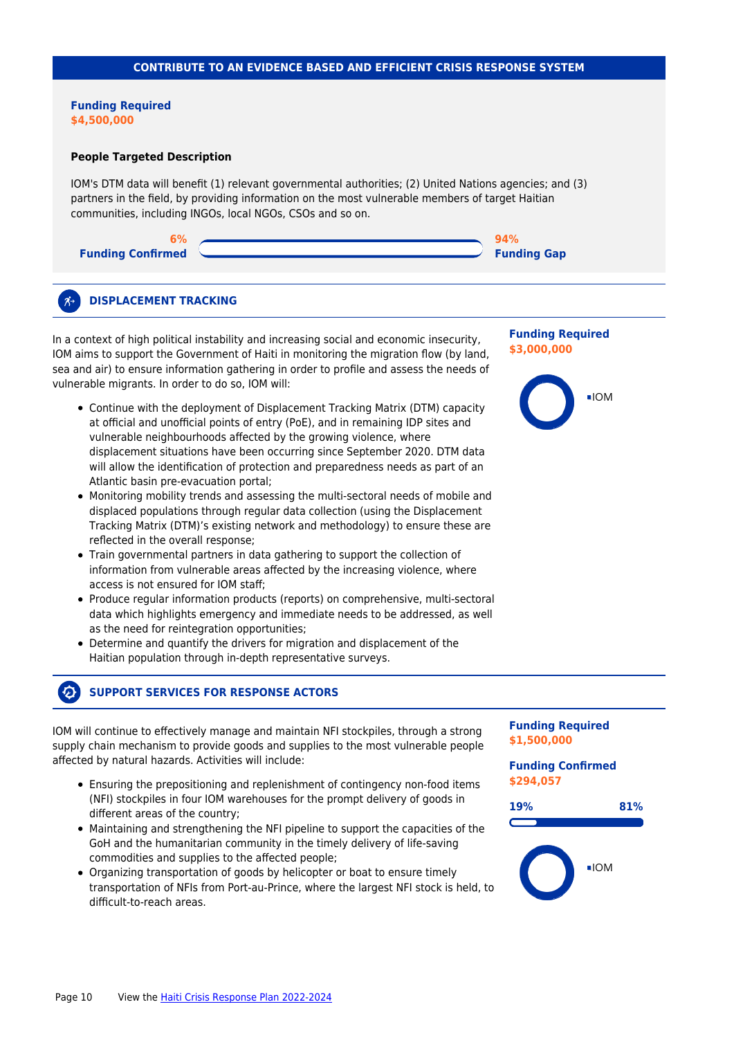## CONTRIBUTE TO AN EVIDENCE BASED AND EFFICIENT CRISIS RESPONSE SYSTEM

**Funding Required**
**$4,500,000**

**People Targeted Description**

IOM's DTM data will benefit (1) relevant governmental authorities; (2) United Nations agencies; and (3) partners in the field, by providing information on the most vulnerable members of target Haitian communities, including INGOs, local NGOs, CSOs and so on.

6%
Funding Confirmed

94%
Funding Gap

### DISPLACEMENT TRACKING

**Funding Required**
**$3,000,000**

IOM

In a context of high political instability and increasing social and economic insecurity, IOM aims to support the Government of Haiti in monitoring the migration flow (by land, sea and air) to ensure information gathering in order to profile and assess the needs of vulnerable migrants. In order to do so, IOM will:

- Continue with the deployment of Displacement Tracking Matrix (DTM) capacity at official and unofficial points of entry (PoE), and in remaining IDP sites and vulnerable neighbourhoods affected by the growing violence, where displacement situations have been occurring since September 2020. DTM data will allow the identification of protection and preparedness needs as part of an Atlantic basin pre-evacuation portal;
- Monitoring mobility trends and assessing the multi-sectoral needs of mobile and displaced populations through regular data collection (using the Displacement Tracking Matrix (DTM)'s existing network and methodology) to ensure these are reflected in the overall response;
- Train governmental partners in data gathering to support the collection of information from vulnerable areas affected by the increasing violence, where access is not ensured for IOM staff;
- Produce regular information products (reports) on comprehensive, multi-sectoral data which highlights emergency and immediate needs to be addressed, as well as the need for reintegration opportunities;
- Determine and quantify the drivers for migration and displacement of the Haitian population through in-depth representative surveys.

### SUPPORT SERVICES FOR RESPONSE ACTORS

**Funding Required**
**$1,500,000**

**Funding Confirmed**
**$294,057**

19%
81%

IOM

IOM will continue to effectively manage and maintain NFI stockpiles, through a strong supply chain mechanism to provide goods and supplies to the most vulnerable people affected by natural hazards. Activities will include:

- Ensuring the prepositioning and replenishment of contingency non-food items (NFI) stockpiles in four IOM warehouses for the prompt delivery of goods in different areas of the country;
- Maintaining and strengthening the NFI pipeline to support the capacities of the GoH and the humanitarian community in the timely delivery of life-saving commodities and supplies to the affected people;
- Organizing transportation of goods by helicopter or boat to ensure timely transportation of NFIs from Port-au-Prince, where the largest NFI stock is held, to difficult-to-reach areas.

View the [Haiti Crisis Response Plan 2022-2024]